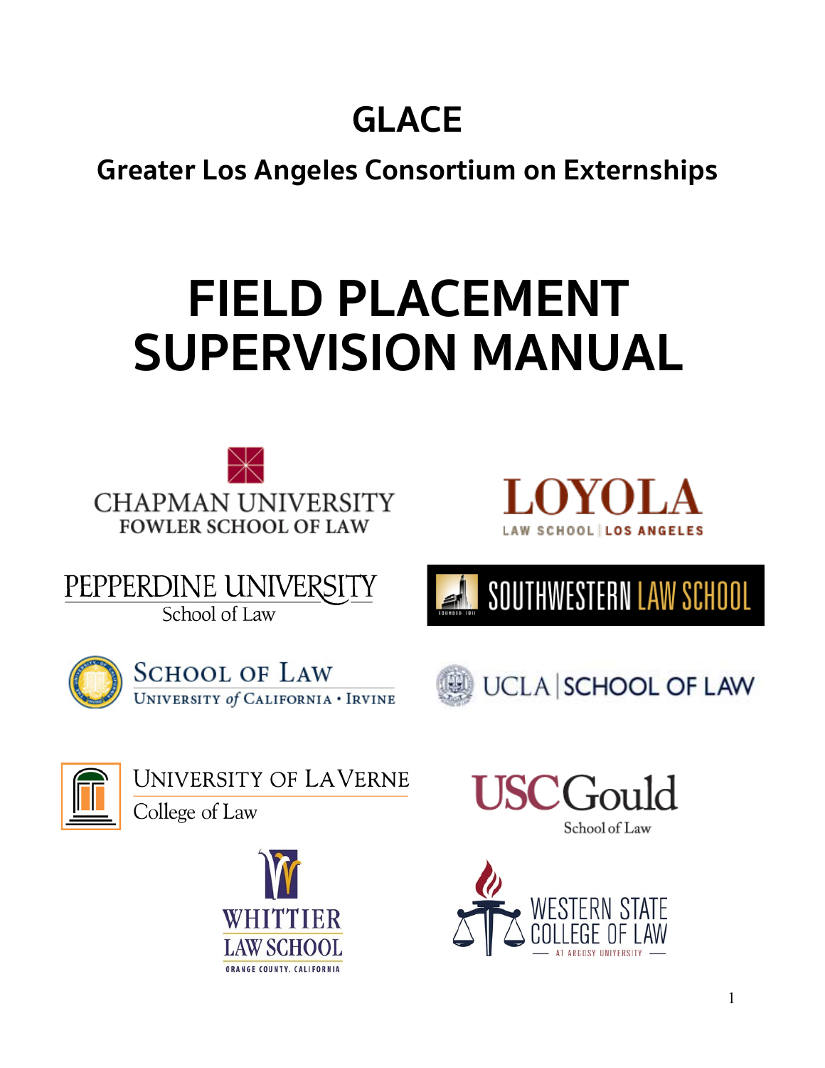# GLACE

## Greater Los Angeles Consortium on Externships

# FIELD PLACEMENT SUPERVISION MANUAL

CHAPMAN UNIVERSITY
FOWLER SCHOOL OF LAW

LOYOLA
LAW SCHOOL | LOS ANGELES

PEPPERDINE UNIVERSITY
School of Law

SOUTHWESTERN LAW SCHOOL

SCHOOL OF LAW
UNIVERSITY of CALIFORNIA • IRVINE

UCLA | SCHOOL OF LAW

UNIVERSITY OF LA VERNE
College of Law

USC Gould
School of Law

WHITTIER
LAW SCHOOL
ORANGE COUNTY, CALIFORNIA

WESTERN STATE
COLLEGE OF LAW
AT ARGOSY UNIVERSITY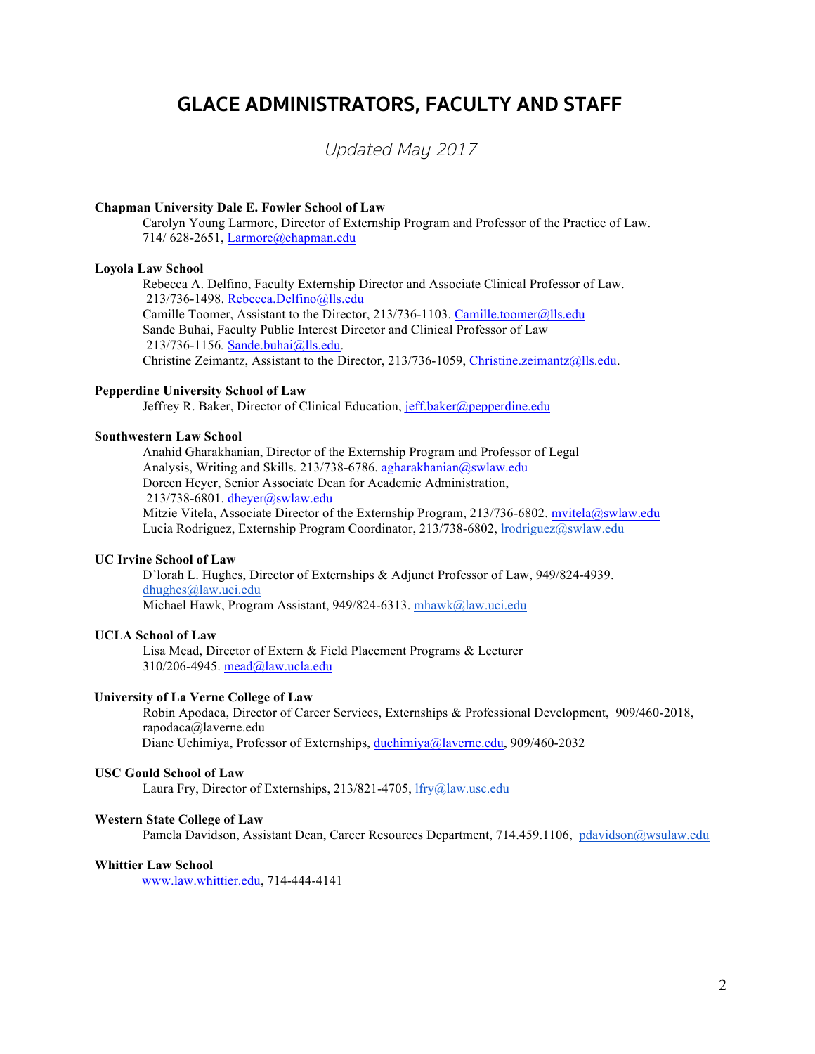# GLACE ADMINISTRATORS, FACULTY AND STAFF

*Updated May 2017*

**Chapman University Dale E. Fowler School of Law**

Carolyn Young Larmore, Director of Externship Program and Professor of the Practice of Law. 714/ 628-2651, Larmore@chapman.edu

**Loyola Law School**

Rebecca A. Delfino, Faculty Externship Director and Associate Clinical Professor of Law. 213/736-1498. Rebecca.Delfino@lls.edu
Camille Toomer, Assistant to the Director, 213/736-1103. Camille.toomer@lls.edu
Sande Buhai, Faculty Public Interest Director and Clinical Professor of Law 213/736-1156. Sande.buhai@lls.edu.
Christine Zeimantz, Assistant to the Director, 213/736-1059, Christine.zeimantz@lls.edu.

**Pepperdine University School of Law**

Jeffrey R. Baker, Director of Clinical Education, jeff.baker@pepperdine.edu

**Southwestern Law School**

Anahid Gharakhanian, Director of the Externship Program and Professor of Legal Analysis, Writing and Skills. 213/738-6786. agharakhanian@swlaw.edu
Doreen Heyer, Senior Associate Dean for Academic Administration, 213/738-6801. dheyer@swlaw.edu
Mitzie Vitela, Associate Director of the Externship Program, 213/736-6802. mvitela@swlaw.edu
Lucia Rodriguez, Externship Program Coordinator, 213/738-6802, lrodriguez@swlaw.edu

**UC Irvine School of Law**

D'lorah L. Hughes, Director of Externships & Adjunct Professor of Law, 949/824-4939. dhughes@law.uci.edu
Michael Hawk, Program Assistant, 949/824-6313. mhawk@law.uci.edu

**UCLA School of Law**

Lisa Mead, Director of Extern & Field Placement Programs & Lecturer 310/206-4945. mead@law.ucla.edu

**University of La Verne College of Law**

Robin Apodaca, Director of Career Services, Externships & Professional Development, 909/460-2018, rapodaca@laverne.edu
Diane Uchimiya, Professor of Externships, duchimiya@laverne.edu, 909/460-2032

**USC Gould School of Law**

Laura Fry, Director of Externships, 213/821-4705, lfry@law.usc.edu

**Western State College of Law**

Pamela Davidson, Assistant Dean, Career Resources Department, 714.459.1106, pdavidson@wsulaw.edu

**Whittier Law School**

www.law.whittier.edu, 714-444-4141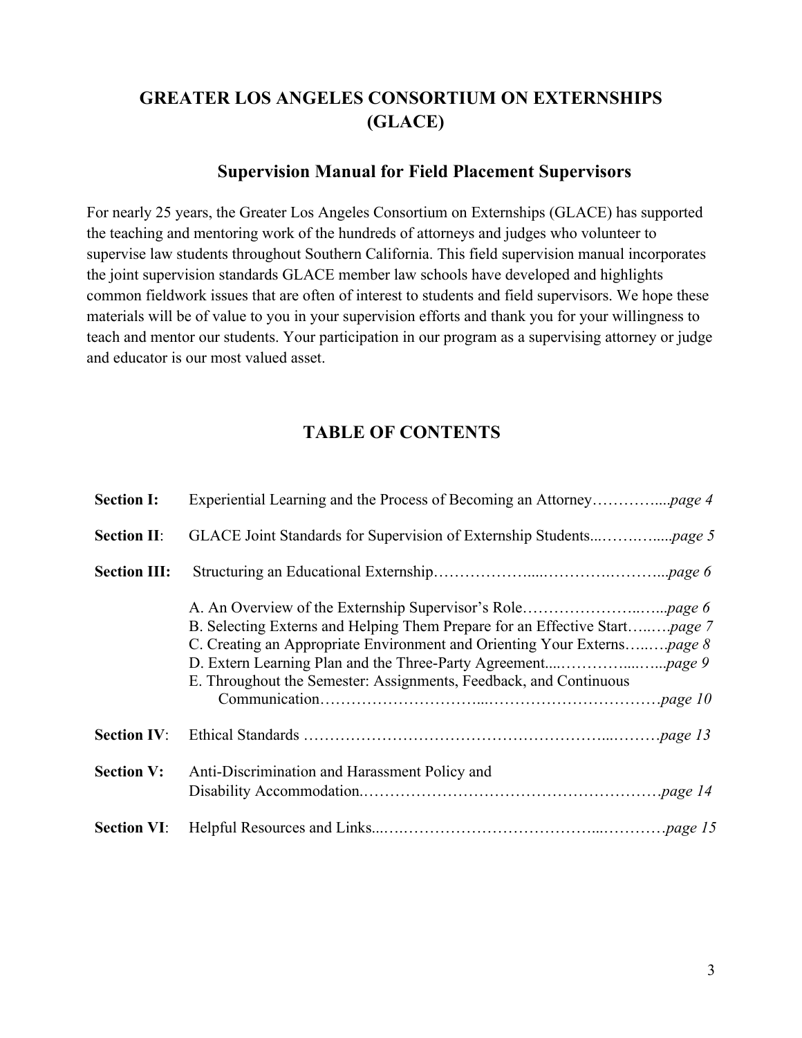# GREATER LOS ANGELES CONSORTIUM ON EXTERNSHIPS (GLACE)

## Supervision Manual for Field Placement Supervisors

For nearly 25 years, the Greater Los Angeles Consortium on Externships (GLACE) has supported the teaching and mentoring work of the hundreds of attorneys and judges who volunteer to supervise law students throughout Southern California. This field supervision manual incorporates the joint supervision standards GLACE member law schools have developed and highlights common fieldwork issues that are often of interest to students and field supervisors. We hope these materials will be of value to you in your supervision efforts and thank you for your willingness to teach and mentor our students. Your participation in our program as a supervising attorney or judge and educator is our most valued asset.

## TABLE OF CONTENTS

**Section I:** Experiential Learning and the Process of Becoming an Attorney…………....*page 4*

**Section II**: GLACE Joint Standards for Supervision of Externship Students...……….....*page 5*

**Section III:** Structuring an Educational Externship………………....………….……...*page 6*

- A. An Overview of the Externship Supervisor's Role……………………..…...*page 6*
- B. Selecting Externs and Helping Them Prepare for an Effective Start…..….*page 7*
- C. Creating an Appropriate Environment and Orienting Your Externs…..….*page 8*
- D. Extern Learning Plan and the Three-Party Agreement....…………....…...*page 9*
- E. Throughout the Semester: Assignments, Feedback, and Continuous Communication………………………...……………………………*page 10*

**Section IV**: Ethical Standards ………………………………………………...………*page 13*

**Section V:** Anti-Discrimination and Harassment Policy and Disability Accommodation.……………………………………………….……*page 14*

**Section VI**: Helpful Resources and Links...…….………………………………...…………*page 15*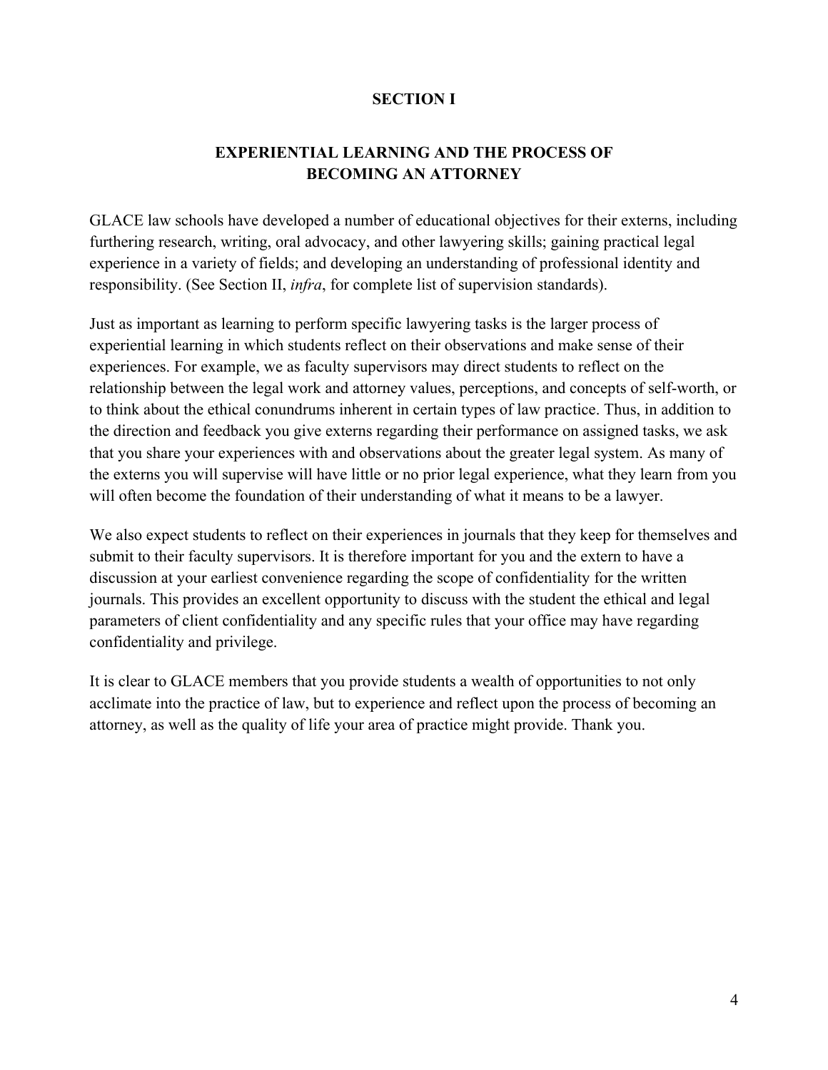## SECTION I

## EXPERIENTIAL LEARNING AND THE PROCESS OF BECOMING AN ATTORNEY

GLACE law schools have developed a number of educational objectives for their externs, including furthering research, writing, oral advocacy, and other lawyering skills; gaining practical legal experience in a variety of fields; and developing an understanding of professional identity and responsibility. (See Section II, *infra*, for complete list of supervision standards).

Just as important as learning to perform specific lawyering tasks is the larger process of experiential learning in which students reflect on their observations and make sense of their experiences. For example, we as faculty supervisors may direct students to reflect on the relationship between the legal work and attorney values, perceptions, and concepts of self-worth, or to think about the ethical conundrums inherent in certain types of law practice. Thus, in addition to the direction and feedback you give externs regarding their performance on assigned tasks, we ask that you share your experiences with and observations about the greater legal system. As many of the externs you will supervise will have little or no prior legal experience, what they learn from you will often become the foundation of their understanding of what it means to be a lawyer.

We also expect students to reflect on their experiences in journals that they keep for themselves and submit to their faculty supervisors. It is therefore important for you and the extern to have a discussion at your earliest convenience regarding the scope of confidentiality for the written journals. This provides an excellent opportunity to discuss with the student the ethical and legal parameters of client confidentiality and any specific rules that your office may have regarding confidentiality and privilege.

It is clear to GLACE members that you provide students a wealth of opportunities to not only acclimate into the practice of law, but to experience and reflect upon the process of becoming an attorney, as well as the quality of life your area of practice might provide. Thank you.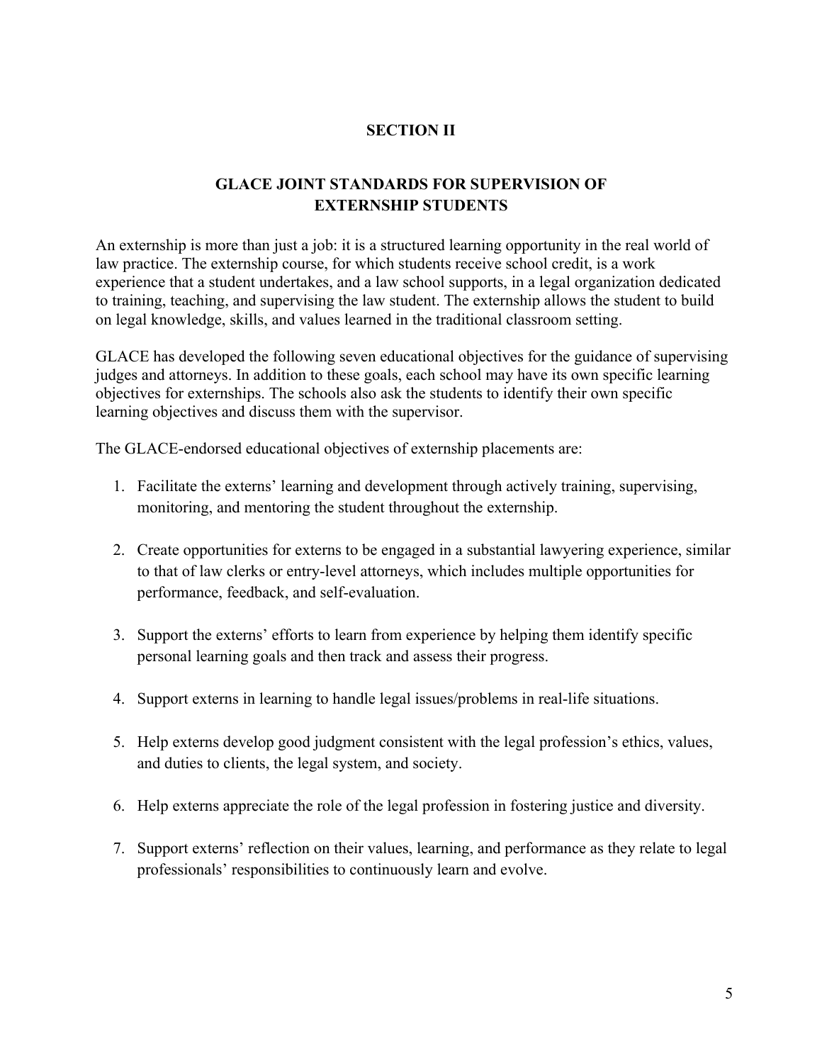## SECTION II

## GLACE JOINT STANDARDS FOR SUPERVISION OF EXTERNSHIP STUDENTS

An externship is more than just a job: it is a structured learning opportunity in the real world of law practice. The externship course, for which students receive school credit, is a work experience that a student undertakes, and a law school supports, in a legal organization dedicated to training, teaching, and supervising the law student. The externship allows the student to build on legal knowledge, skills, and values learned in the traditional classroom setting.

GLACE has developed the following seven educational objectives for the guidance of supervising judges and attorneys. In addition to these goals, each school may have its own specific learning objectives for externships. The schools also ask the students to identify their own specific learning objectives and discuss them with the supervisor.

The GLACE-endorsed educational objectives of externship placements are:

1. Facilitate the externs' learning and development through actively training, supervising, monitoring, and mentoring the student throughout the externship.

2. Create opportunities for externs to be engaged in a substantial lawyering experience, similar to that of law clerks or entry-level attorneys, which includes multiple opportunities for performance, feedback, and self-evaluation.

3. Support the externs' efforts to learn from experience by helping them identify specific personal learning goals and then track and assess their progress.

4. Support externs in learning to handle legal issues/problems in real-life situations.

5. Help externs develop good judgment consistent with the legal profession's ethics, values, and duties to clients, the legal system, and society.

6. Help externs appreciate the role of the legal profession in fostering justice and diversity.

7. Support externs' reflection on their values, learning, and performance as they relate to legal professionals' responsibilities to continuously learn and evolve.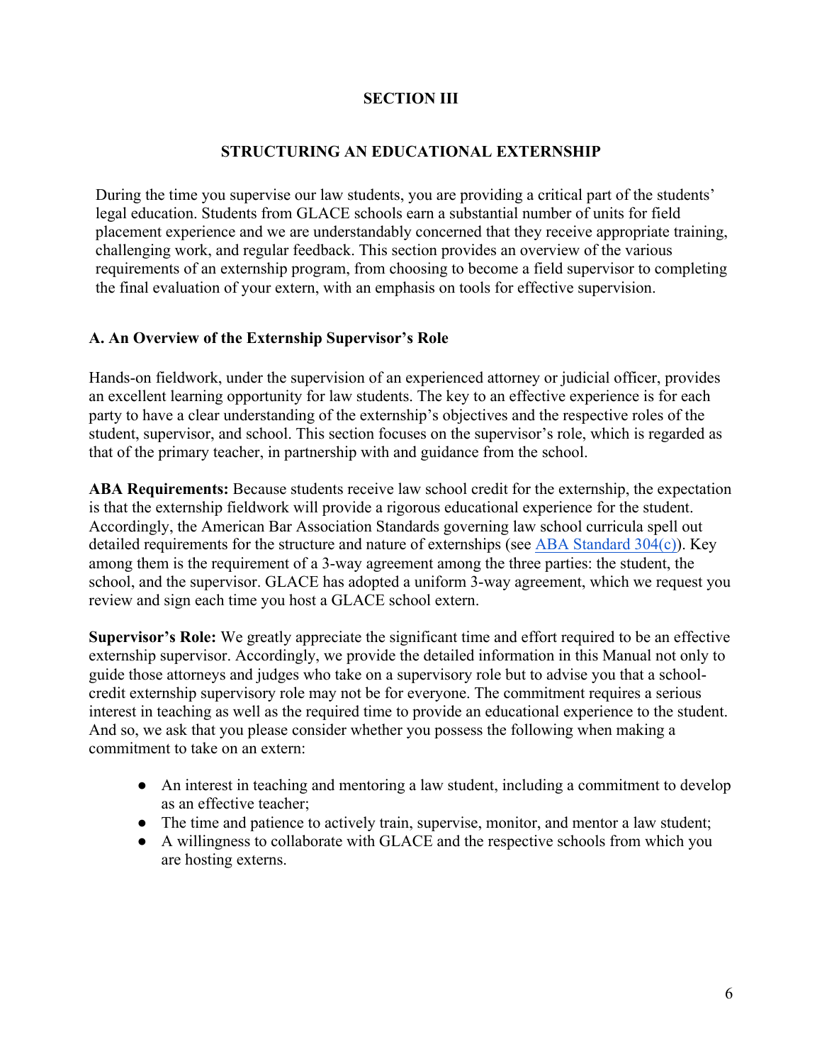# SECTION III

## STRUCTURING AN EDUCATIONAL EXTERNSHIP

During the time you supervise our law students, you are providing a critical part of the students' legal education. Students from GLACE schools earn a substantial number of units for field placement experience and we are understandably concerned that they receive appropriate training, challenging work, and regular feedback. This section provides an overview of the various requirements of an externship program, from choosing to become a field supervisor to completing the final evaluation of your extern, with an emphasis on tools for effective supervision.

### A. An Overview of the Externship Supervisor's Role

Hands-on fieldwork, under the supervision of an experienced attorney or judicial officer, provides an excellent learning opportunity for law students. The key to an effective experience is for each party to have a clear understanding of the externship's objectives and the respective roles of the student, supervisor, and school. This section focuses on the supervisor's role, which is regarded as that of the primary teacher, in partnership with and guidance from the school.

**ABA Requirements:** Because students receive law school credit for the externship, the expectation is that the externship fieldwork will provide a rigorous educational experience for the student. Accordingly, the American Bar Association Standards governing law school curricula spell out detailed requirements for the structure and nature of externships (see ABA Standard 304(c)). Key among them is the requirement of a 3-way agreement among the three parties: the student, the school, and the supervisor. GLACE has adopted a uniform 3-way agreement, which we request you review and sign each time you host a GLACE school extern.

**Supervisor's Role:** We greatly appreciate the significant time and effort required to be an effective externship supervisor. Accordingly, we provide the detailed information in this Manual not only to guide those attorneys and judges who take on a supervisory role but to advise you that a school-credit externship supervisory role may not be for everyone. The commitment requires a serious interest in teaching as well as the required time to provide an educational experience to the student. And so, we ask that you please consider whether you possess the following when making a commitment to take on an extern:

- An interest in teaching and mentoring a law student, including a commitment to develop as an effective teacher;
- The time and patience to actively train, supervise, monitor, and mentor a law student;
- A willingness to collaborate with GLACE and the respective schools from which you are hosting externs.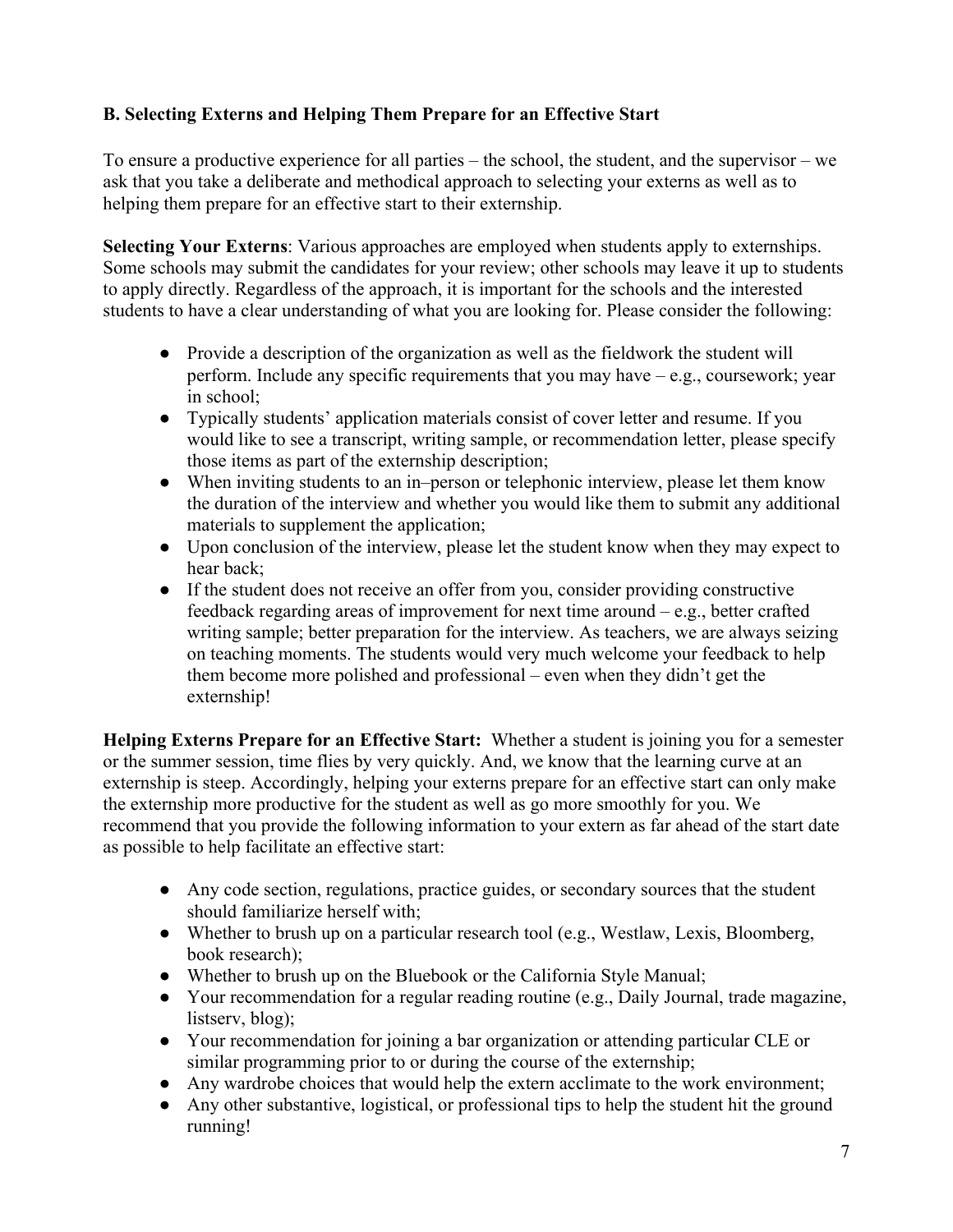### B. Selecting Externs and Helping Them Prepare for an Effective Start

To ensure a productive experience for all parties – the school, the student, and the supervisor – we ask that you take a deliberate and methodical approach to selecting your externs as well as to helping them prepare for an effective start to their externship.

**Selecting Your Externs**: Various approaches are employed when students apply to externships. Some schools may submit the candidates for your review; other schools may leave it up to students to apply directly. Regardless of the approach, it is important for the schools and the interested students to have a clear understanding of what you are looking for. Please consider the following:

- Provide a description of the organization as well as the fieldwork the student will perform. Include any specific requirements that you may have – e.g., coursework; year in school;
- Typically students' application materials consist of cover letter and resume. If you would like to see a transcript, writing sample, or recommendation letter, please specify those items as part of the externship description;
- When inviting students to an in–person or telephonic interview, please let them know the duration of the interview and whether you would like them to submit any additional materials to supplement the application;
- Upon conclusion of the interview, please let the student know when they may expect to hear back;
- If the student does not receive an offer from you, consider providing constructive feedback regarding areas of improvement for next time around – e.g., better crafted writing sample; better preparation for the interview. As teachers, we are always seizing on teaching moments. The students would very much welcome your feedback to help them become more polished and professional – even when they didn't get the externship!

**Helping Externs Prepare for an Effective Start:** Whether a student is joining you for a semester or the summer session, time flies by very quickly. And, we know that the learning curve at an externship is steep. Accordingly, helping your externs prepare for an effective start can only make the externship more productive for the student as well as go more smoothly for you. We recommend that you provide the following information to your extern as far ahead of the start date as possible to help facilitate an effective start:

- Any code section, regulations, practice guides, or secondary sources that the student should familiarize herself with;
- Whether to brush up on a particular research tool (e.g., Westlaw, Lexis, Bloomberg, book research);
- Whether to brush up on the Bluebook or the California Style Manual;
- Your recommendation for a regular reading routine (e.g., Daily Journal, trade magazine, listserv, blog);
- Your recommendation for joining a bar organization or attending particular CLE or similar programming prior to or during the course of the externship;
- Any wardrobe choices that would help the extern acclimate to the work environment;
- Any other substantive, logistical, or professional tips to help the student hit the ground running!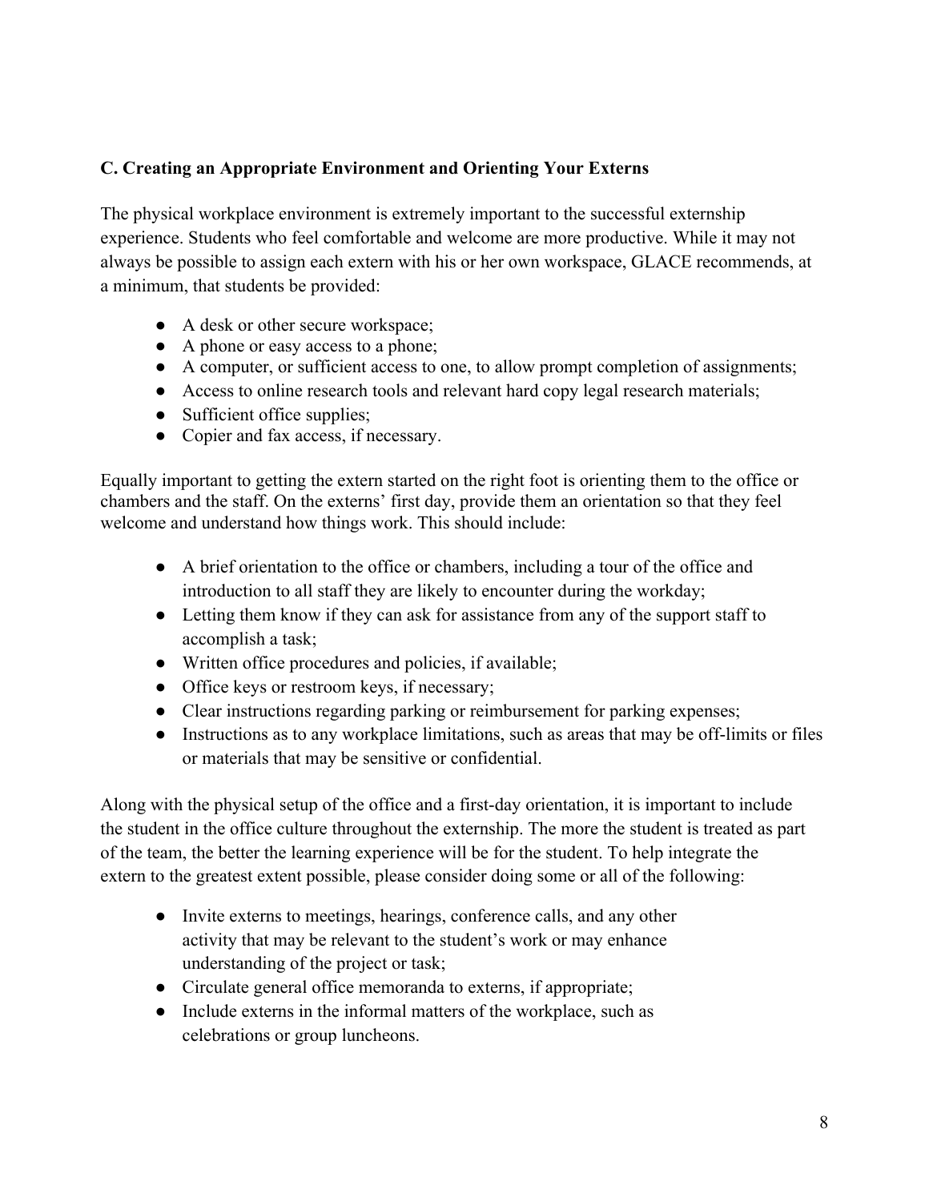### C. Creating an Appropriate Environment and Orienting Your Externs

The physical workplace environment is extremely important to the successful externship experience. Students who feel comfortable and welcome are more productive. While it may not always be possible to assign each extern with his or her own workspace, GLACE recommends, at a minimum, that students be provided:

- A desk or other secure workspace;
- A phone or easy access to a phone;
- A computer, or sufficient access to one, to allow prompt completion of assignments;
- Access to online research tools and relevant hard copy legal research materials;
- Sufficient office supplies;
- Copier and fax access, if necessary.

Equally important to getting the extern started on the right foot is orienting them to the office or chambers and the staff. On the externs' first day, provide them an orientation so that they feel welcome and understand how things work. This should include:

- A brief orientation to the office or chambers, including a tour of the office and introduction to all staff they are likely to encounter during the workday;
- Letting them know if they can ask for assistance from any of the support staff to accomplish a task;
- Written office procedures and policies, if available;
- Office keys or restroom keys, if necessary;
- Clear instructions regarding parking or reimbursement for parking expenses;
- Instructions as to any workplace limitations, such as areas that may be off-limits or files or materials that may be sensitive or confidential.

Along with the physical setup of the office and a first-day orientation, it is important to include the student in the office culture throughout the externship. The more the student is treated as part of the team, the better the learning experience will be for the student. To help integrate the extern to the greatest extent possible, please consider doing some or all of the following:

- Invite externs to meetings, hearings, conference calls, and any other activity that may be relevant to the student's work or may enhance understanding of the project or task;
- Circulate general office memoranda to externs, if appropriate;
- Include externs in the informal matters of the workplace, such as celebrations or group luncheons.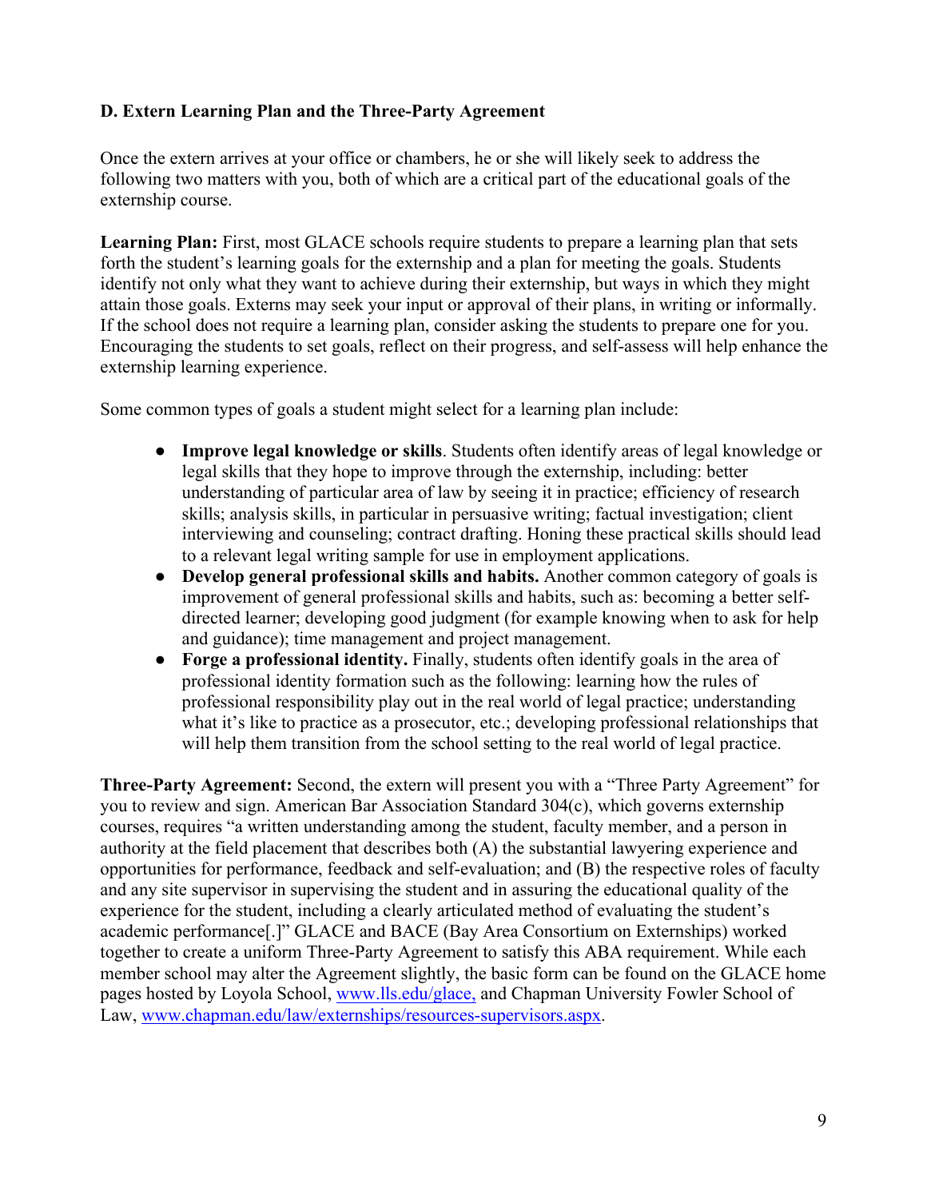### D. Extern Learning Plan and the Three-Party Agreement

Once the extern arrives at your office or chambers, he or she will likely seek to address the following two matters with you, both of which are a critical part of the educational goals of the externship course.

**Learning Plan:** First, most GLACE schools require students to prepare a learning plan that sets forth the student's learning goals for the externship and a plan for meeting the goals. Students identify not only what they want to achieve during their externship, but ways in which they might attain those goals. Externs may seek your input or approval of their plans, in writing or informally. If the school does not require a learning plan, consider asking the students to prepare one for you. Encouraging the students to set goals, reflect on their progress, and self-assess will help enhance the externship learning experience.

Some common types of goals a student might select for a learning plan include:

- **Improve legal knowledge or skills**. Students often identify areas of legal knowledge or legal skills that they hope to improve through the externship, including: better understanding of particular area of law by seeing it in practice; efficiency of research skills; analysis skills, in particular in persuasive writing; factual investigation; client interviewing and counseling; contract drafting. Honing these practical skills should lead to a relevant legal writing sample for use in employment applications.
- **Develop general professional skills and habits.** Another common category of goals is improvement of general professional skills and habits, such as: becoming a better self-directed learner; developing good judgment (for example knowing when to ask for help and guidance); time management and project management.
- **Forge a professional identity.** Finally, students often identify goals in the area of professional identity formation such as the following: learning how the rules of professional responsibility play out in the real world of legal practice; understanding what it's like to practice as a prosecutor, etc.; developing professional relationships that will help them transition from the school setting to the real world of legal practice.

**Three-Party Agreement:** Second, the extern will present you with a "Three Party Agreement" for you to review and sign. American Bar Association Standard 304(c), which governs externship courses, requires "a written understanding among the student, faculty member, and a person in authority at the field placement that describes both (A) the substantial lawyering experience and opportunities for performance, feedback and self-evaluation; and (B) the respective roles of faculty and any site supervisor in supervising the student and in assuring the educational quality of the experience for the student, including a clearly articulated method of evaluating the student's academic performance[.]" GLACE and BACE (Bay Area Consortium on Externships) worked together to create a uniform Three-Party Agreement to satisfy this ABA requirement. While each member school may alter the Agreement slightly, the basic form can be found on the GLACE home pages hosted by Loyola School, [www.lls.edu/glace,](www.lls.edu/glace) and Chapman University Fowler School of Law, [www.chapman.edu/law/externships/resources-supervisors.aspx](www.chapman.edu/law/externships/resources-supervisors.aspx).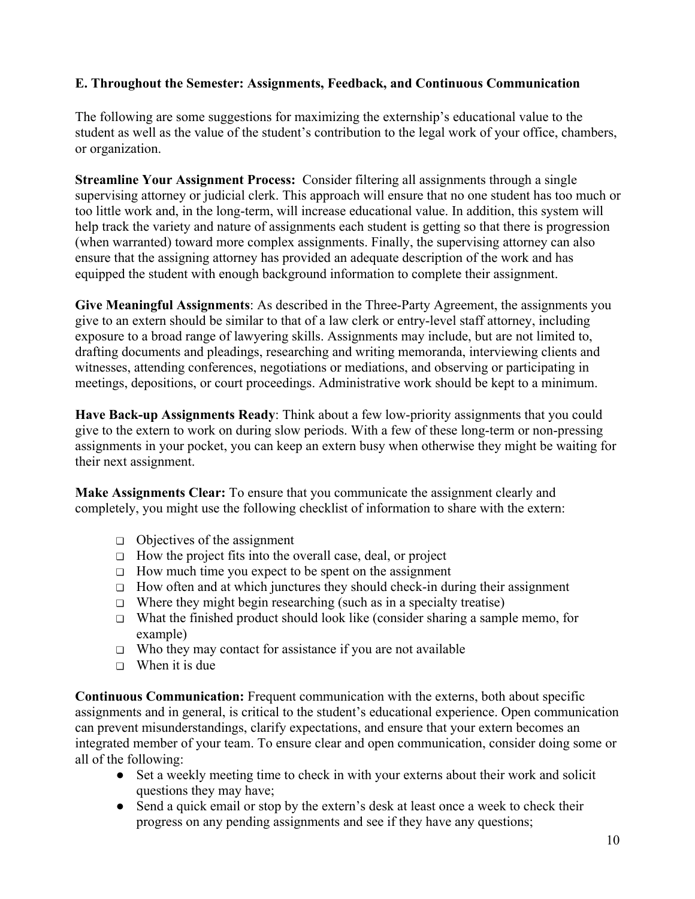**E. Throughout the Semester: Assignments, Feedback, and Continuous Communication**

The following are some suggestions for maximizing the externship's educational value to the student as well as the value of the student's contribution to the legal work of your office, chambers, or organization.

**Streamline Your Assignment Process:** Consider filtering all assignments through a single supervising attorney or judicial clerk. This approach will ensure that no one student has too much or too little work and, in the long-term, will increase educational value. In addition, this system will help track the variety and nature of assignments each student is getting so that there is progression (when warranted) toward more complex assignments. Finally, the supervising attorney can also ensure that the assigning attorney has provided an adequate description of the work and has equipped the student with enough background information to complete their assignment.

**Give Meaningful Assignments**: As described in the Three-Party Agreement, the assignments you give to an extern should be similar to that of a law clerk or entry-level staff attorney, including exposure to a broad range of lawyering skills. Assignments may include, but are not limited to, drafting documents and pleadings, researching and writing memoranda, interviewing clients and witnesses, attending conferences, negotiations or mediations, and observing or participating in meetings, depositions, or court proceedings. Administrative work should be kept to a minimum.

**Have Back-up Assignments Ready**: Think about a few low-priority assignments that you could give to the extern to work on during slow periods. With a few of these long-term or non-pressing assignments in your pocket, you can keep an extern busy when otherwise they might be waiting for their next assignment.

**Make Assignments Clear:** To ensure that you communicate the assignment clearly and completely, you might use the following checklist of information to share with the extern:

- ❑ Objectives of the assignment
- ❑ How the project fits into the overall case, deal, or project
- ❑ How much time you expect to be spent on the assignment
- ❑ How often and at which junctures they should check-in during their assignment
- ❑ Where they might begin researching (such as in a specialty treatise)
- ❑ What the finished product should look like (consider sharing a sample memo, for example)
- ❑ Who they may contact for assistance if you are not available
- ❑ When it is due

**Continuous Communication:** Frequent communication with the externs, both about specific assignments and in general, is critical to the student's educational experience. Open communication can prevent misunderstandings, clarify expectations, and ensure that your extern becomes an integrated member of your team. To ensure clear and open communication, consider doing some or all of the following:

- Set a weekly meeting time to check in with your externs about their work and solicit questions they may have;
- Send a quick email or stop by the extern's desk at least once a week to check their progress on any pending assignments and see if they have any questions;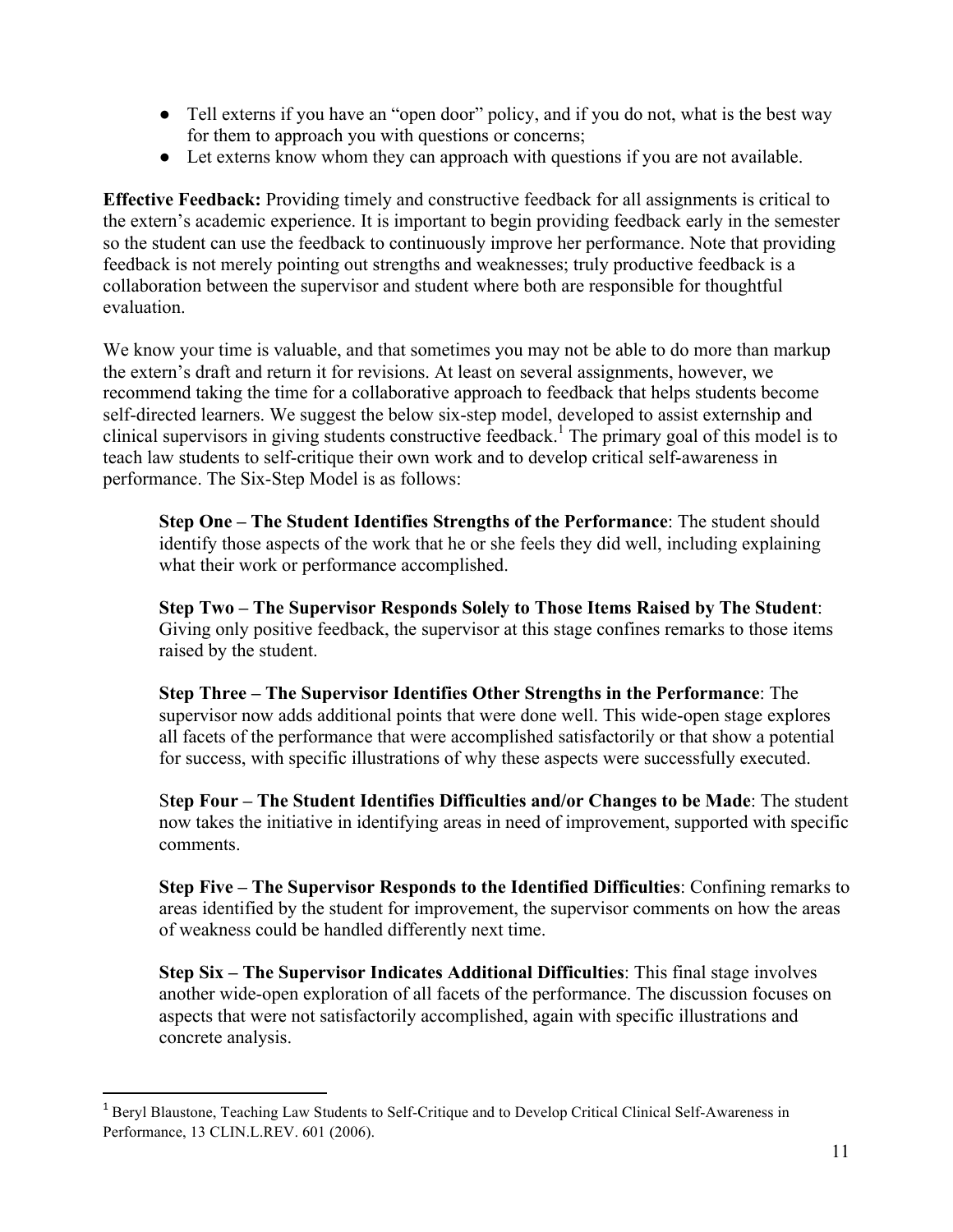- Tell externs if you have an "open door" policy, and if you do not, what is the best way for them to approach you with questions or concerns;
- Let externs know whom they can approach with questions if you are not available.

**Effective Feedback:** Providing timely and constructive feedback for all assignments is critical to the extern's academic experience. It is important to begin providing feedback early in the semester so the student can use the feedback to continuously improve her performance. Note that providing feedback is not merely pointing out strengths and weaknesses; truly productive feedback is a collaboration between the supervisor and student where both are responsible for thoughtful evaluation.

We know your time is valuable, and that sometimes you may not be able to do more than markup the extern's draft and return it for revisions. At least on several assignments, however, we recommend taking the time for a collaborative approach to feedback that helps students become self-directed learners. We suggest the below six-step model, developed to assist externship and clinical supervisors in giving students constructive feedback.[1] The primary goal of this model is to teach law students to self-critique their own work and to develop critical self-awareness in performance. The Six-Step Model is as follows:

> **Step One – The Student Identifies Strengths of the Performance**: The student should identify those aspects of the work that he or she feels they did well, including explaining what their work or performance accomplished.
>
> **Step Two – The Supervisor Responds Solely to Those Items Raised by The Student**: Giving only positive feedback, the supervisor at this stage confines remarks to those items raised by the student.
>
> **Step Three – The Supervisor Identifies Other Strengths in the Performance**: The supervisor now adds additional points that were done well. This wide-open stage explores all facets of the performance that were accomplished satisfactorily or that show a potential for success, with specific illustrations of why these aspects were successfully executed.
>
> S**tep Four – The Student Identifies Difficulties and/or Changes to be Made**: The student now takes the initiative in identifying areas in need of improvement, supported with specific comments.
>
> **Step Five – The Supervisor Responds to the Identified Difficulties**: Confining remarks to areas identified by the student for improvement, the supervisor comments on how the areas of weakness could be handled differently next time.
>
> **Step Six – The Supervisor Indicates Additional Difficulties**: This final stage involves another wide-open exploration of all facets of the performance. The discussion focuses on aspects that were not satisfactorily accomplished, again with specific illustrations and concrete analysis.

---

[1] Beryl Blaustone, Teaching Law Students to Self-Critique and to Develop Critical Clinical Self-Awareness in Performance, 13 CLIN.L.REV. 601 (2006).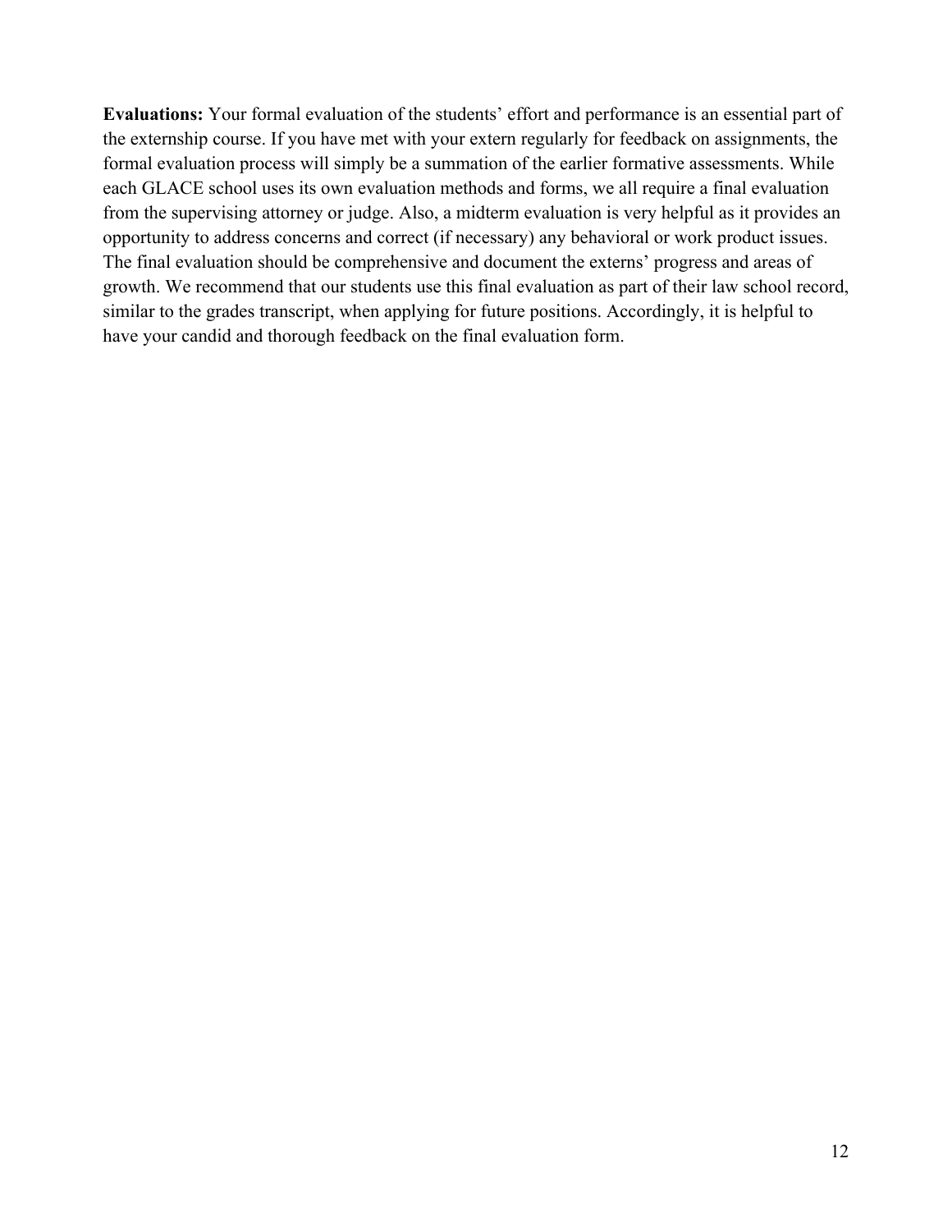**Evaluations:** Your formal evaluation of the students' effort and performance is an essential part of the externship course. If you have met with your extern regularly for feedback on assignments, the formal evaluation process will simply be a summation of the earlier formative assessments. While each GLACE school uses its own evaluation methods and forms, we all require a final evaluation from the supervising attorney or judge. Also, a midterm evaluation is very helpful as it provides an opportunity to address concerns and correct (if necessary) any behavioral or work product issues. The final evaluation should be comprehensive and document the externs' progress and areas of growth. We recommend that our students use this final evaluation as part of their law school record, similar to the grades transcript, when applying for future positions. Accordingly, it is helpful to have your candid and thorough feedback on the final evaluation form.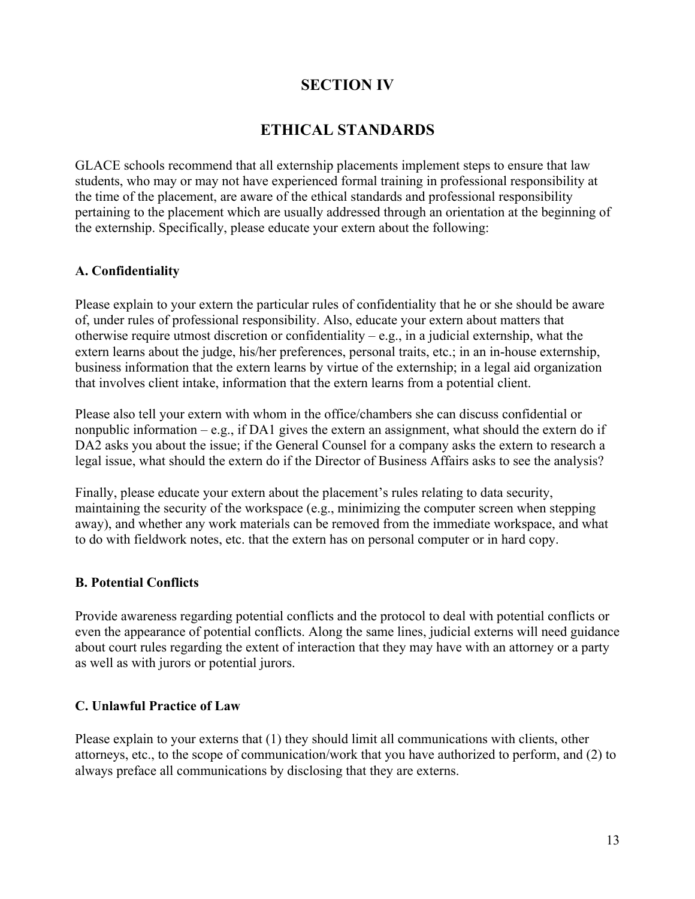# SECTION IV

# ETHICAL STANDARDS

GLACE schools recommend that all externship placements implement steps to ensure that law students, who may or may not have experienced formal training in professional responsibility at the time of the placement, are aware of the ethical standards and professional responsibility pertaining to the placement which are usually addressed through an orientation at the beginning of the externship. Specifically, please educate your extern about the following:

### A. Confidentiality

Please explain to your extern the particular rules of confidentiality that he or she should be aware of, under rules of professional responsibility. Also, educate your extern about matters that otherwise require utmost discretion or confidentiality – e.g., in a judicial externship, what the extern learns about the judge, his/her preferences, personal traits, etc.; in an in-house externship, business information that the extern learns by virtue of the externship; in a legal aid organization that involves client intake, information that the extern learns from a potential client.

Please also tell your extern with whom in the office/chambers she can discuss confidential or nonpublic information – e.g., if DA1 gives the extern an assignment, what should the extern do if DA2 asks you about the issue; if the General Counsel for a company asks the extern to research a legal issue, what should the extern do if the Director of Business Affairs asks to see the analysis?

Finally, please educate your extern about the placement's rules relating to data security, maintaining the security of the workspace (e.g., minimizing the computer screen when stepping away), and whether any work materials can be removed from the immediate workspace, and what to do with fieldwork notes, etc. that the extern has on personal computer or in hard copy.

### B. Potential Conflicts

Provide awareness regarding potential conflicts and the protocol to deal with potential conflicts or even the appearance of potential conflicts. Along the same lines, judicial externs will need guidance about court rules regarding the extent of interaction that they may have with an attorney or a party as well as with jurors or potential jurors.

### C. Unlawful Practice of Law

Please explain to your externs that (1) they should limit all communications with clients, other attorneys, etc., to the scope of communication/work that you have authorized to perform, and (2) to always preface all communications by disclosing that they are externs.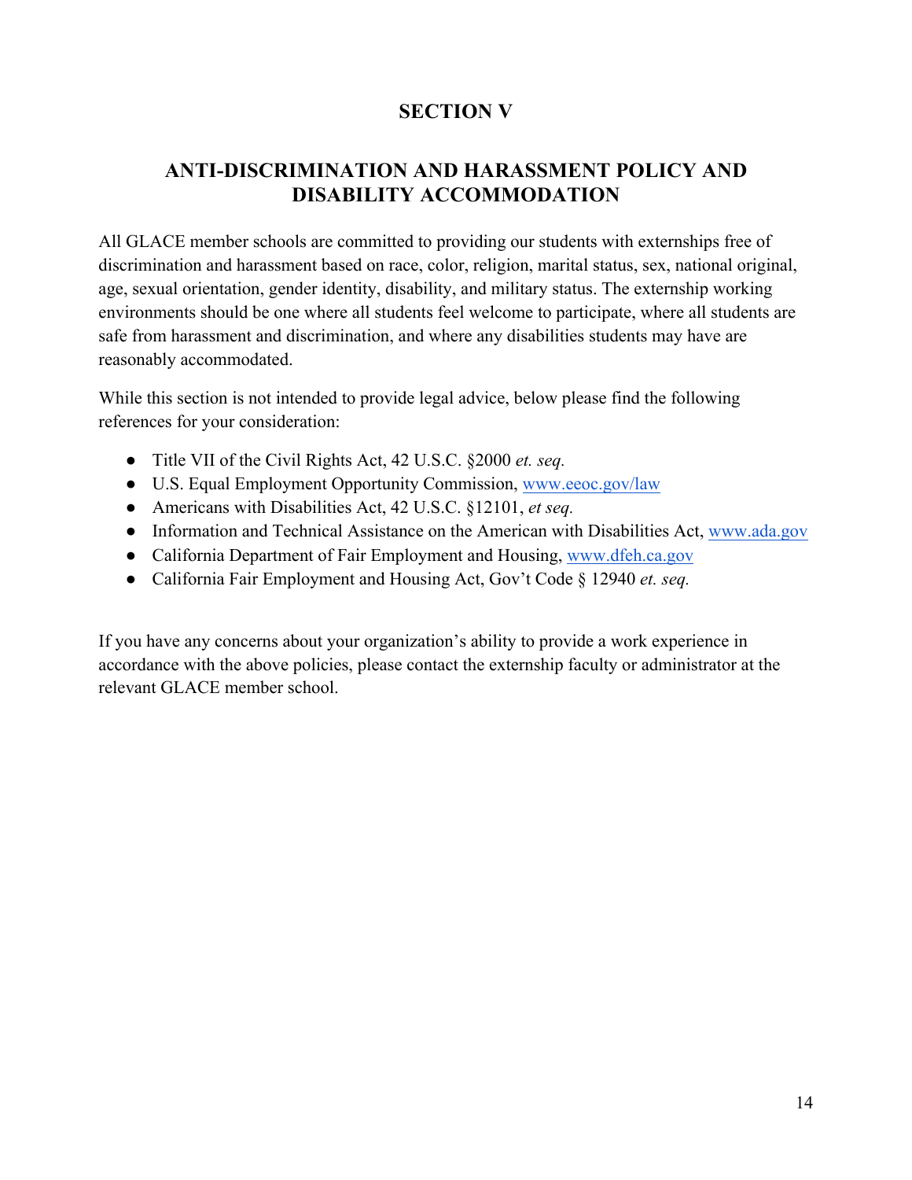# SECTION V

## ANTI-DISCRIMINATION AND HARASSMENT POLICY AND DISABILITY ACCOMMODATION

All GLACE member schools are committed to providing our students with externships free of discrimination and harassment based on race, color, religion, marital status, sex, national original, age, sexual orientation, gender identity, disability, and military status. The externship working environments should be one where all students feel welcome to participate, where all students are safe from harassment and discrimination, and where any disabilities students may have are reasonably accommodated.

While this section is not intended to provide legal advice, below please find the following references for your consideration:

- Title VII of the Civil Rights Act, 42 U.S.C. §2000 *et. seq.*
- U.S. Equal Employment Opportunity Commission, [www.eeoc.gov/law](www.eeoc.gov/law)
- Americans with Disabilities Act, 42 U.S.C. §12101, *et seq.*
- Information and Technical Assistance on the American with Disabilities Act, [www.ada.gov](www.ada.gov)
- California Department of Fair Employment and Housing, [www.dfeh.ca.gov](www.dfeh.ca.gov)
- California Fair Employment and Housing Act, Gov't Code § 12940 *et. seq.*

If you have any concerns about your organization's ability to provide a work experience in accordance with the above policies, please contact the externship faculty or administrator at the relevant GLACE member school.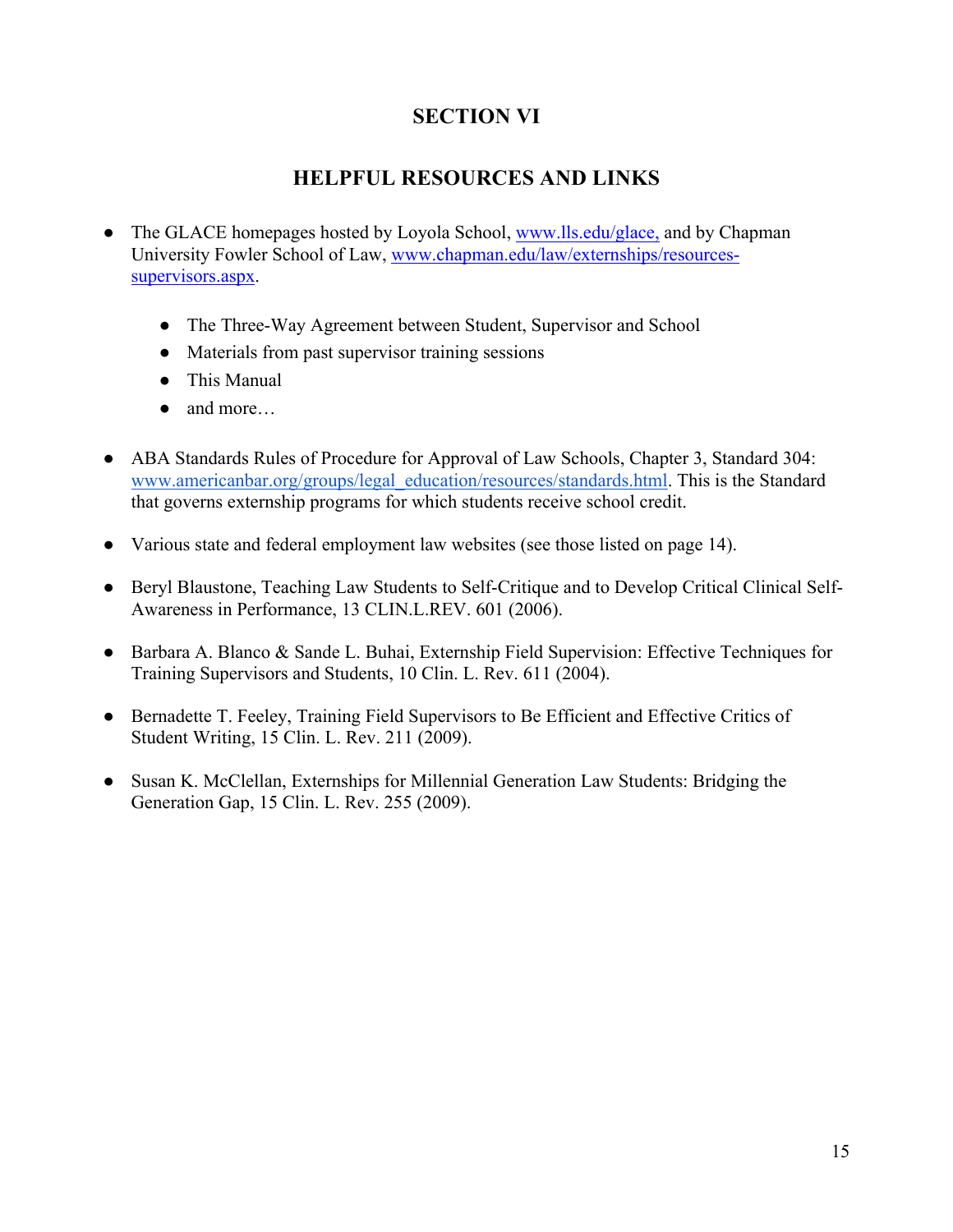# SECTION VI

## HELPFUL RESOURCES AND LINKS

- The GLACE homepages hosted by Loyola School, www.lls.edu/glace, and by Chapman University Fowler School of Law, www.chapman.edu/law/externships/resources-supervisors.aspx.

  - The Three-Way Agreement between Student, Supervisor and School
  - Materials from past supervisor training sessions
  - This Manual
  - and more…

- ABA Standards Rules of Procedure for Approval of Law Schools, Chapter 3, Standard 304: www.americanbar.org/groups/legal_education/resources/standards.html. This is the Standard that governs externship programs for which students receive school credit.

- Various state and federal employment law websites (see those listed on page 14).

- Beryl Blaustone, Teaching Law Students to Self-Critique and to Develop Critical Clinical Self-Awareness in Performance, 13 CLIN.L.REV. 601 (2006).

- Barbara A. Blanco & Sande L. Buhai, Externship Field Supervision: Effective Techniques for Training Supervisors and Students, 10 Clin. L. Rev. 611 (2004).

- Bernadette T. Feeley, Training Field Supervisors to Be Efficient and Effective Critics of Student Writing, 15 Clin. L. Rev. 211 (2009).

- Susan K. McClellan, Externships for Millennial Generation Law Students: Bridging the Generation Gap, 15 Clin. L. Rev. 255 (2009).